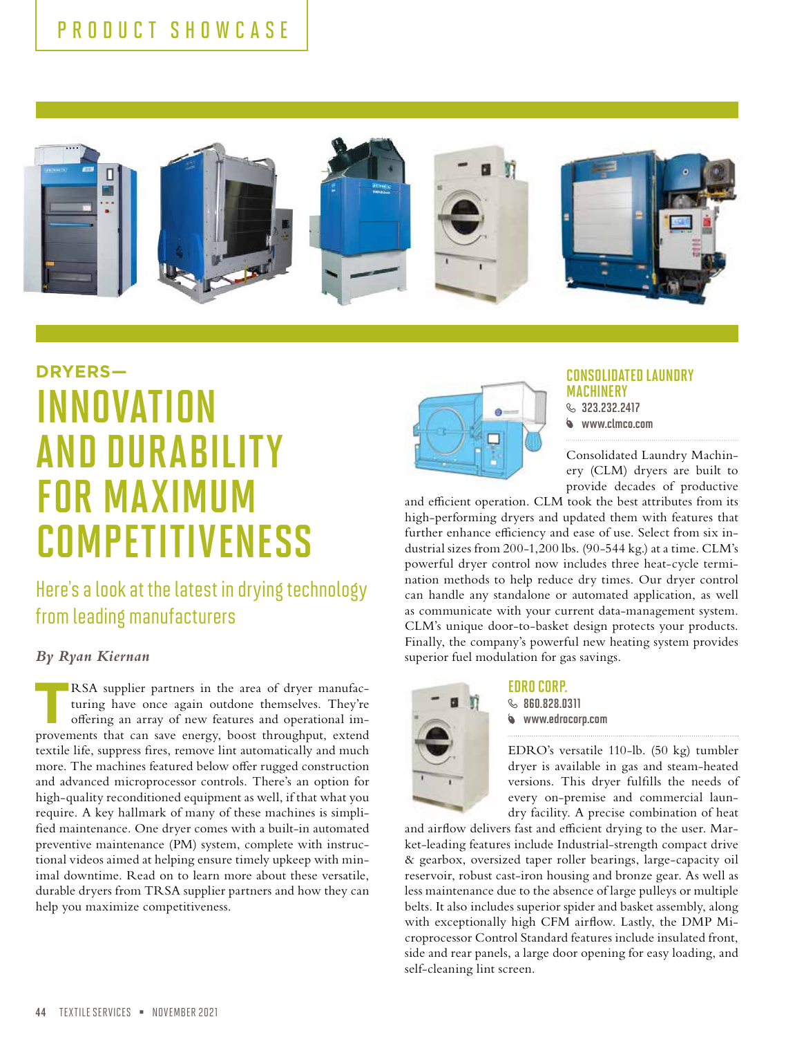PRODUCT SHOWCASE

**DRYERS—**

# INNOVATION AND DURABILITY FOR MAXIMUM COMPETITIVENESS

## Here's a look at the latest in drying technology from leading manufacturers

***By Ryan Kiernan***

TRSA supplier partners in the area of dryer manufacturing have once again outdone themselves. They're offering an array of new features and operational improvements that can save energy, boost throughput, extend textile life, suppress fires, remove lint automatically and much more. The machines featured below offer rugged construction and advanced microprocessor controls. There's an option for high-quality reconditioned equipment as well, if that what you require. A key hallmark of many of these machines is simplified maintenance. One dryer comes with a built-in automated preventive maintenance (PM) system, complete with instructional videos aimed at helping ensure timely upkeep with minimal downtime. Read on to learn more about these versatile, durable dryers from TRSA supplier partners and how they can help you maximize competitiveness.

### CONSOLIDATED LAUNDRY MACHINERY

323.232.2417

www.clmco.com

Consolidated Laundry Machinery (CLM) dryers are built to provide decades of productive and efficient operation. CLM took the best attributes from its high-performing dryers and updated them with features that further enhance efficiency and ease of use. Select from six industrial sizes from 200-1,200 lbs. (90-544 kg.) at a time. CLM's powerful dryer control now includes three heat-cycle termination methods to help reduce dry times. Our dryer control can handle any standalone or automated application, as well as communicate with your current data-management system. CLM's unique door-to-basket design protects your products. Finally, the company's powerful new heating system provides superior fuel modulation for gas savings.

### EDRO CORP.

860.828.0311

www.edrocorp.com

EDRO's versatile 110-lb. (50 kg) tumbler dryer is available in gas and steam-heated versions. This dryer fulfills the needs of every on-premise and commercial laundry facility. A precise combination of heat and airflow delivers fast and efficient drying to the user. Market-leading features include Industrial-strength compact drive & gearbox, oversized taper roller bearings, large-capacity oil reservoir, robust cast-iron housing and bronze gear. As well as less maintenance due to the absence of large pulleys or multiple belts. It also includes superior spider and basket assembly, along with exceptionally high CFM airflow. Lastly, the DMP Microprocessor Control Standard features include insulated front, side and rear panels, a large door opening for easy loading, and self-cleaning lint screen.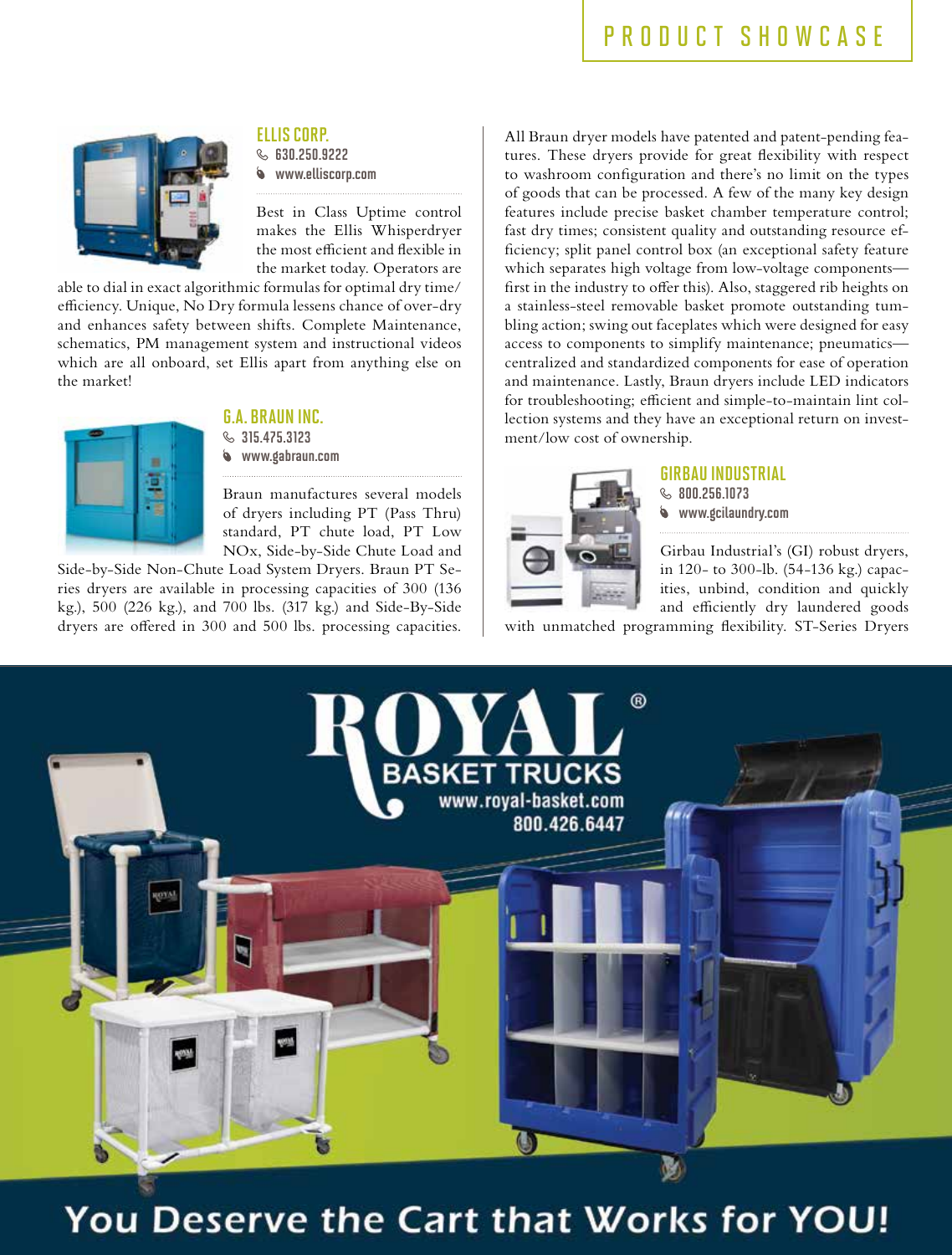## ELLIS CORP.

630.250.9222
www.elliscorp.com

Best in Class Uptime control makes the Ellis Whisperdryer the most efficient and flexible in the market today. Operators are able to dial in exact algorithmic formulas for optimal dry time/efficiency. Unique, No Dry formula lessens chance of over-dry and enhances safety between shifts. Complete Maintenance, schematics, PM management system and instructional videos which are all onboard, set Ellis apart from anything else on the market!

## G.A. BRAUN INC.

315.475.3123
www.gabraun.com

Braun manufactures several models of dryers including PT (Pass Thru) standard, PT chute load, PT Low NOx, Side-by-Side Chute Load and Side-by-Side Non-Chute Load System Dryers. Braun PT Series dryers are available in processing capacities of 300 (136 kg.), 500 (226 kg.), and 700 lbs. (317 kg.) and Side-By-Side dryers are offered in 300 and 500 lbs. processing capacities. All Braun dryer models have patented and patent-pending features. These dryers provide for great flexibility with respect to washroom configuration and there's no limit on the types of goods that can be processed. A few of the many key design features include precise basket chamber temperature control; fast dry times; consistent quality and outstanding resource efficiency; split panel control box (an exceptional safety feature which separates high voltage from low-voltage components—first in the industry to offer this). Also, staggered rib heights on a stainless-steel removable basket promote outstanding tumbling action; swing out faceplates which were designed for easy access to components to simplify maintenance; pneumatics—centralized and standardized components for ease of operation and maintenance. Lastly, Braun dryers include LED indicators for troubleshooting; efficient and simple-to-maintain lint collection systems and they have an exceptional return on investment/low cost of ownership.

## GIRBAU INDUSTRIAL

800.256.1073
www.gcilaundry.com

Girbau Industrial's (GI) robust dryers, in 120- to 300-lb. (54-136 kg.) capacities, unbind, condition and quickly and efficiently dry laundered goods with unmatched programming flexibility. ST-Series Dryers

ROYAL® BASKET TRUCKS
www.royal-basket.com
800.426.6447

You Deserve the Cart that Works for YOU!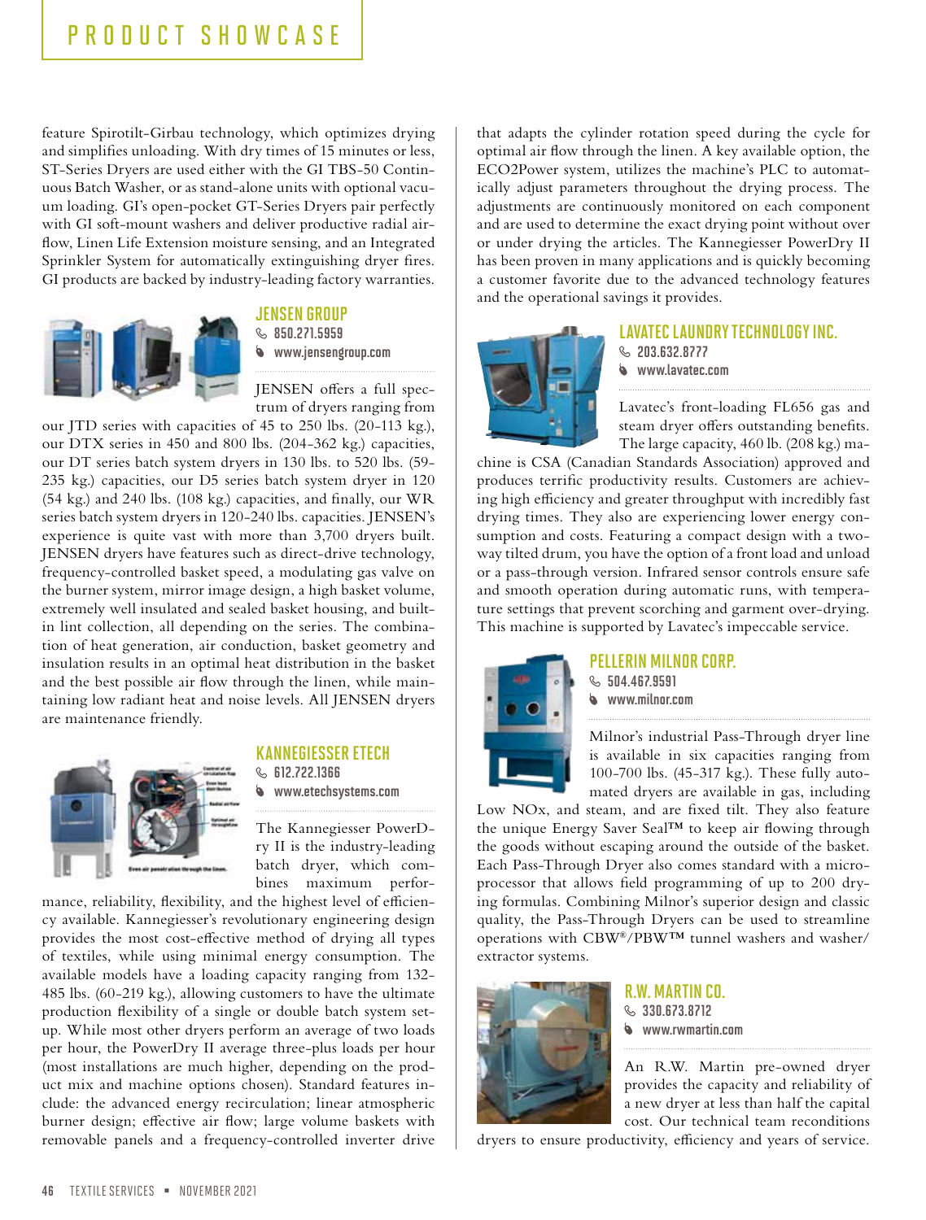feature Spirotilt-Girbau technology, which optimizes drying and simplifies unloading. With dry times of 15 minutes or less, ST-Series Dryers are used either with the GI TBS-50 Continuous Batch Washer, or as stand-alone units with optional vacuum loading. GI's open-pocket GT-Series Dryers pair perfectly with GI soft-mount washers and deliver productive radial airflow, Linen Life Extension moisture sensing, and an Integrated Sprinkler System for automatically extinguishing dryer fires. GI products are backed by industry-leading factory warranties.

## JENSEN GROUP

850.271.5959
www.jensengroup.com

JENSEN offers a full spectrum of dryers ranging from our JTD series with capacities of 45 to 250 lbs. (20-113 kg.), our DTX series in 450 and 800 lbs. (204-362 kg.) capacities, our DT series batch system dryers in 130 lbs. to 520 lbs. (59-235 kg.) capacities, our D5 series batch system dryer in 120 (54 kg.) and 240 lbs. (108 kg.) capacities, and finally, our WR series batch system dryers in 120-240 lbs. capacities. JENSEN's experience is quite vast with more than 3,700 dryers built. JENSEN dryers have features such as direct-drive technology, frequency-controlled basket speed, a modulating gas valve on the burner system, mirror image design, a high basket volume, extremely well insulated and sealed basket housing, and built-in lint collection, all depending on the series. The combination of heat generation, air conduction, basket geometry and insulation results in an optimal heat distribution in the basket and the best possible air flow through the linen, while maintaining low radiant heat and noise levels. All JENSEN dryers are maintenance friendly.

## KANNEGIESSER ETECH

612.722.1366
www.etechsystems.com

The Kannegiesser PowerDry II is the industry-leading batch dryer, which combines maximum performance, reliability, flexibility, and the highest level of efficiency available. Kannegiesser's revolutionary engineering design provides the most cost-effective method of drying all types of textiles, while using minimal energy consumption. The available models have a loading capacity ranging from 132-485 lbs. (60-219 kg.), allowing customers to have the ultimate production flexibility of a single or double batch system setup. While most other dryers perform an average of two loads per hour, the PowerDry II average three-plus loads per hour (most installations are much higher, depending on the product mix and machine options chosen). Standard features include: the advanced energy recirculation; linear atmospheric burner design; effective air flow; large volume baskets with removable panels and a frequency-controlled inverter drive that adapts the cylinder rotation speed during the cycle for optimal air flow through the linen. A key available option, the ECO2Power system, utilizes the machine's PLC to automatically adjust parameters throughout the drying process. The adjustments are continuously monitored on each component and are used to determine the exact drying point without over or under drying the articles. The Kannegiesser PowerDry II has been proven in many applications and is quickly becoming a customer favorite due to the advanced technology features and the operational savings it provides.

## LAVATEC LAUNDRY TECHNOLOGY INC.

203.632.8777
www.lavatec.com

Lavatec's front-loading FL656 gas and steam dryer offers outstanding benefits. The large capacity, 460 lb. (208 kg.) machine is CSA (Canadian Standards Association) approved and produces terrific productivity results. Customers are achieving high efficiency and greater throughput with incredibly fast drying times. They also are experiencing lower energy consumption and costs. Featuring a compact design with a two-way tilted drum, you have the option of a front load and unload or a pass-through version. Infrared sensor controls ensure safe and smooth operation during automatic runs, with temperature settings that prevent scorching and garment over-drying. This machine is supported by Lavatec's impeccable service.

## PELLERIN MILNOR CORP.

504.467.9591
www.milnor.com

Milnor's industrial Pass-Through dryer line is available in six capacities ranging from 100-700 lbs. (45-317 kg.). These fully automated dryers are available in gas, including Low NOx, and steam, and are fixed tilt. They also feature the unique Energy Saver Seal™ to keep air flowing through the goods without escaping around the outside of the basket. Each Pass-Through Dryer also comes standard with a microprocessor that allows field programming of up to 200 drying formulas. Combining Milnor's superior design and classic quality, the Pass-Through Dryers can be used to streamline operations with CBW®/PBW™ tunnel washers and washer/extractor systems.

## R.W. MARTIN CO.

330.673.8712
www.rwmartin.com

An R.W. Martin pre-owned dryer provides the capacity and reliability of a new dryer at less than half the capital cost. Our technical team reconditions dryers to ensure productivity, efficiency and years of service.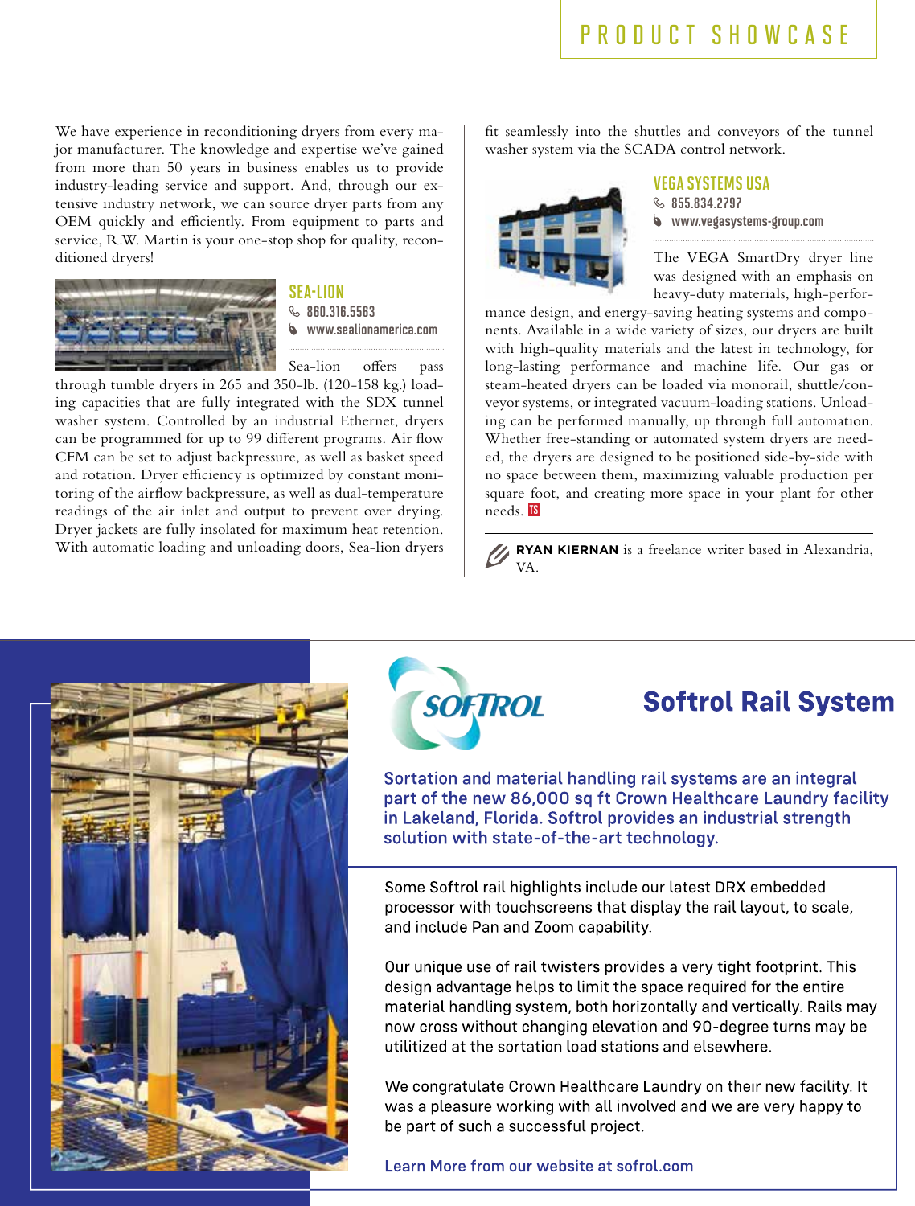We have experience in reconditioning dryers from every major manufacturer. The knowledge and expertise we've gained from more than 50 years in business enables us to provide industry-leading service and support. And, through our extensive industry network, we can source dryer parts from any OEM quickly and efficiently. From equipment to parts and service, R.W. Martin is your one-stop shop for quality, reconditioned dryers!

### SEA-LION

860.316.5563

www.sealionamerica.com

Sea-lion offers pass through tumble dryers in 265 and 350-lb. (120-158 kg.) loading capacities that are fully integrated with the SDX tunnel washer system. Controlled by an industrial Ethernet, dryers can be programmed for up to 99 different programs. Air flow CFM can be set to adjust backpressure, as well as basket speed and rotation. Dryer efficiency is optimized by constant monitoring of the airflow backpressure, as well as dual-temperature readings of the air inlet and output to prevent over drying. Dryer jackets are fully insolated for maximum heat retention. With automatic loading and unloading doors, Sea-lion dryers fit seamlessly into the shuttles and conveyors of the tunnel washer system via the SCADA control network.

### VEGA SYSTEMS USA

855.834.2797

www.vegasystems-group.com

The VEGA SmartDry dryer line was designed with an emphasis on heavy-duty materials, high-performance design, and energy-saving heating systems and components. Available in a wide variety of sizes, our dryers are built with high-quality materials and the latest in technology, for long-lasting performance and machine life. Our gas or steam-heated dryers can be loaded via monorail, shuttle/conveyor systems, or integrated vacuum-loading stations. Unloading can be performed manually, up through full automation. Whether free-standing or automated system dryers are needed, the dryers are designed to be positioned side-by-side with no space between them, maximizing valuable production per square foot, and creating more space in your plant for other needs. TS

**RYAN KIERNAN** is a freelance writer based in Alexandria, VA.

---

SOFTROL

## Softrol Rail System

Sortation and material handling rail systems are an integral part of the new 86,000 sq ft Crown Healthcare Laundry facility in Lakeland, Florida. Softrol provides an industrial strength solution with state-of-the-art technology.

Some Softrol rail highlights include our latest DRX embedded processor with touchscreens that display the rail layout, to scale, and include Pan and Zoom capability.

Our unique use of rail twisters provides a very tight footprint. This design advantage helps to limit the space required for the entire material handling system, both horizontally and vertically. Rails may now cross without changing elevation and 90-degree turns may be utilitized at the sortation load stations and elsewhere.

We congratulate Crown Healthcare Laundry on their new facility. It was a pleasure working with all involved and we are very happy to be part of such a successful project.

Learn More from our website at sofrol.com